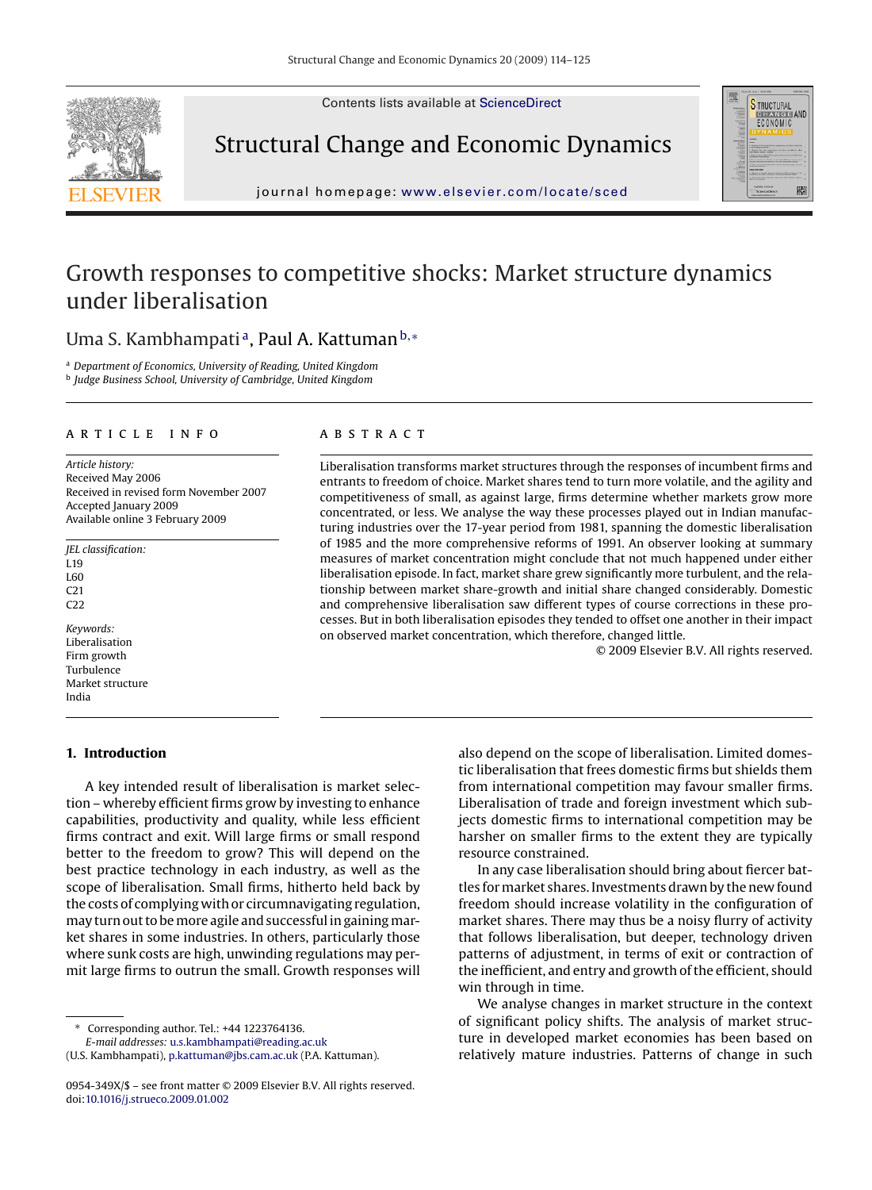# Growth responses to competitive shocks: Market structure dynamics under liberalisation

Uma S. Kambhampati[a], Paul A. Kattuman[b,*]

[a] Department of Economics, University of Reading, United Kingdom
[b] Judge Business School, University of Cambridge, United Kingdom

## ARTICLE INFO

*Article history:*
Received May 2006
Received in revised form November 2007
Accepted January 2009
Available online 3 February 2009

*JEL classification:*
L19
L60
C21
C22

*Keywords:*
Liberalisation
Firm growth
Turbulence
Market structure
India

## ABSTRACT

Liberalisation transforms market structures through the responses of incumbent firms and entrants to freedom of choice. Market shares tend to turn more volatile, and the agility and competitiveness of small, as against large, firms determine whether markets grow more concentrated, or less. We analyse the way these processes played out in Indian manufacturing industries over the 17-year period from 1981, spanning the domestic liberalisation of 1985 and the more comprehensive reforms of 1991. An observer looking at summary measures of market concentration might conclude that not much happened under either liberalisation episode. In fact, market share grew significantly more turbulent, and the relationship between market share-growth and initial share changed considerably. Domestic and comprehensive liberalisation saw different types of course corrections in these processes. But in both liberalisation episodes they tended to offset one another in their impact on observed market concentration, which therefore, changed little.

© 2009 Elsevier B.V. All rights reserved.

## 1. Introduction

A key intended result of liberalisation is market selection – whereby efficient firms grow by investing to enhance capabilities, productivity and quality, while less efficient firms contract and exit. Will large firms or small respond better to the freedom to grow? This will depend on the best practice technology in each industry, as well as the scope of liberalisation. Small firms, hitherto held back by the costs of complying with or circumnavigating regulation, may turn out to be more agile and successful in gaining market shares in some industries. In others, particularly those where sunk costs are high, unwinding regulations may permit large firms to outrun the small. Growth responses will also depend on the scope of liberalisation. Limited domestic liberalisation that frees domestic firms but shields them from international competition may favour smaller firms. Liberalisation of trade and foreign investment which subjects domestic firms to international competition may be harsher on smaller firms to the extent they are typically resource constrained.

In any case liberalisation should bring about fiercer battles for market shares. Investments drawn by the new found freedom should increase volatility in the configuration of market shares. There may thus be a noisy flurry of activity that follows liberalisation, but deeper, technology driven patterns of adjustment, in terms of exit or contraction of the inefficient, and entry and growth of the efficient, should win through in time.

We analyse changes in market structure in the context of significant policy shifts. The analysis of market structure in developed market economies has been based on relatively mature industries. Patterns of change in such

\* Corresponding author. Tel.: +44 1223764136.
*E-mail addresses:* u.s.kambhampati@reading.ac.uk (U.S. Kambhampati), p.kattuman@jbs.cam.ac.uk (P.A. Kattuman).

0954-349X/$ – see front matter © 2009 Elsevier B.V. All rights reserved.
doi:10.1016/j.strueco.2009.01.002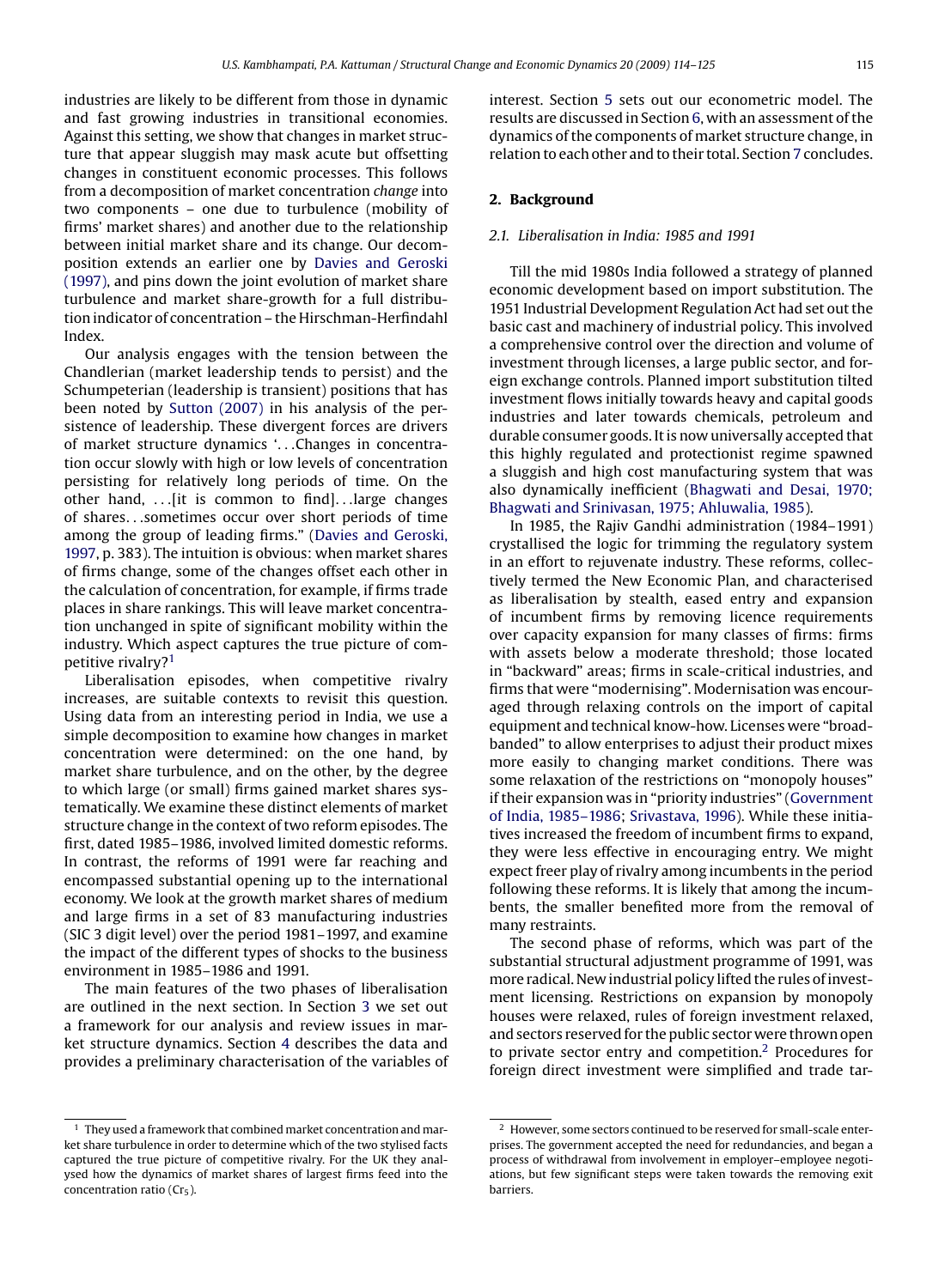industries are likely to be different from those in dynamic and fast growing industries in transitional economies. Against this setting, we show that changes in market structure that appear sluggish may mask acute but offsetting changes in constituent economic processes. This follows from a decomposition of market concentration *change* into two components – one due to turbulence (mobility of firms' market shares) and another due to the relationship between initial market share and its change. Our decomposition extends an earlier one by Davies and Geroski (1997), and pins down the joint evolution of market share turbulence and market share-growth for a full distribution indicator of concentration – the Hirschman-Herfindahl Index.

Our analysis engages with the tension between the Chandlerian (market leadership tends to persist) and the Schumpeterian (leadership is transient) positions that has been noted by Sutton (2007) in his analysis of the persistence of leadership. These divergent forces are drivers of market structure dynamics '...Changes in concentration occur slowly with high or low levels of concentration persisting for relatively long periods of time. On the other hand, ...[it is common to find]...large changes of shares...sometimes occur over short periods of time among the group of leading firms." (Davies and Geroski, 1997, p. 383). The intuition is obvious: when market shares of firms change, some of the changes offset each other in the calculation of concentration, for example, if firms trade places in share rankings. This will leave market concentration unchanged in spite of significant mobility within the industry. Which aspect captures the true picture of competitive rivalry?[1]

Liberalisation episodes, when competitive rivalry increases, are suitable contexts to revisit this question. Using data from an interesting period in India, we use a simple decomposition to examine how changes in market concentration were determined: on the one hand, by market share turbulence, and on the other, by the degree to which large (or small) firms gained market shares systematically. We examine these distinct elements of market structure change in the context of two reform episodes. The first, dated 1985–1986, involved limited domestic reforms. In contrast, the reforms of 1991 were far reaching and encompassed substantial opening up to the international economy. We look at the growth market shares of medium and large firms in a set of 83 manufacturing industries (SIC 3 digit level) over the period 1981–1997, and examine the impact of the different types of shocks to the business environment in 1985–1986 and 1991.

The main features of the two phases of liberalisation are outlined in the next section. In Section 3 we set out a framework for our analysis and review issues in market structure dynamics. Section 4 describes the data and provides a preliminary characterisation of the variables of interest. Section 5 sets out our econometric model. The results are discussed in Section 6, with an assessment of the dynamics of the components of market structure change, in relation to each other and to their total. Section 7 concludes.

## 2. Background

### 2.1. Liberalisation in India: 1985 and 1991

Till the mid 1980s India followed a strategy of planned economic development based on import substitution. The 1951 Industrial Development Regulation Act had set out the basic cast and machinery of industrial policy. This involved a comprehensive control over the direction and volume of investment through licenses, a large public sector, and foreign exchange controls. Planned import substitution tilted investment flows initially towards heavy and capital goods industries and later towards chemicals, petroleum and durable consumer goods. It is now universally accepted that this highly regulated and protectionist regime spawned a sluggish and high cost manufacturing system that was also dynamically inefficient (Bhagwati and Desai, 1970; Bhagwati and Srinivasan, 1975; Ahluwalia, 1985).

In 1985, the Rajiv Gandhi administration (1984–1991) crystallised the logic for trimming the regulatory system in an effort to rejuvenate industry. These reforms, collectively termed the New Economic Plan, and characterised as liberalisation by stealth, eased entry and expansion of incumbent firms by removing licence requirements over capacity expansion for many classes of firms: firms with assets below a moderate threshold; those located in "backward" areas; firms in scale-critical industries, and firms that were "modernising". Modernisation was encouraged through relaxing controls on the import of capital equipment and technical know-how. Licenses were "broad-banded" to allow enterprises to adjust their product mixes more easily to changing market conditions. There was some relaxation of the restrictions on "monopoly houses" if their expansion was in "priority industries" (Government of India, 1985–1986; Srivastava, 1996). While these initiatives increased the freedom of incumbent firms to expand, they were less effective in encouraging entry. We might expect freer play of rivalry among incumbents in the period following these reforms. It is likely that among the incumbents, the smaller benefited more from the removal of many restraints.

The second phase of reforms, which was part of the substantial structural adjustment programme of 1991, was more radical. New industrial policy lifted the rules of investment licensing. Restrictions on expansion by monopoly houses were relaxed, rules of foreign investment relaxed, and sectors reserved for the public sector were thrown open to private sector entry and competition.[2] Procedures for foreign direct investment were simplified and trade tar-

[1] They used a framework that combined market concentration and market share turbulence in order to determine which of the two stylised facts captured the true picture of competitive rivalry. For the UK they analysed how the dynamics of market shares of largest firms feed into the concentration ratio ($Cr_5$).

[2] However, some sectors continued to be reserved for small-scale enterprises. The government accepted the need for redundancies, and began a process of withdrawal from involvement in employer–employee negotiations, but few significant steps were taken towards the removing exit barriers.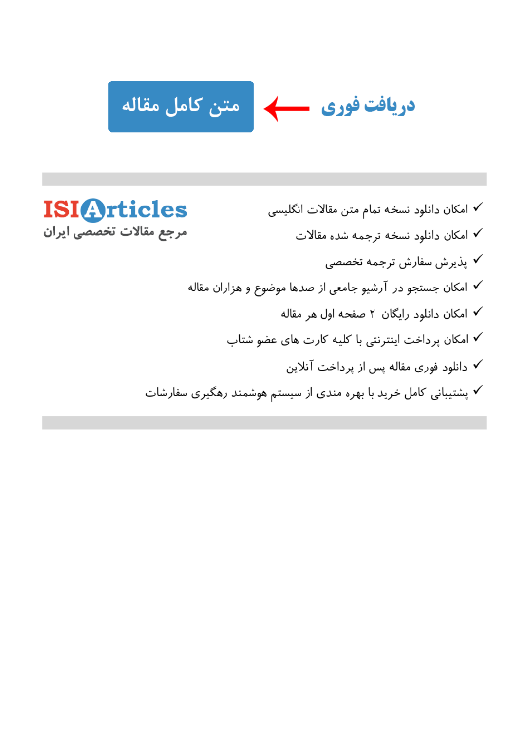دریافت فوری ← متن کامل مقاله

**ISIArticles**

مرجع مقالات تخصصی ایران

- ✓ امکان دانلود نسخه تمام متن مقالات انگلیسی
- ✓ امکان دانلود نسخه ترجمه شده مقالات
- ✓ پذیرش سفارش ترجمه تخصصی
- ✓ امکان جستجو در آرشیو جامعی از صدها موضوع و هزاران مقاله
- ✓ امکان دانلود رایگان ۲ صفحه اول هر مقاله
- ✓ امکان پرداخت اینترنتی با کلیه کارت های عضو شتاب
- ✓ دانلود فوری مقاله پس از پرداخت آنلاین
- ✓ پشتیبانی کامل خرید با بهره مندی از سیستم هوشمند رهگیری سفارشات